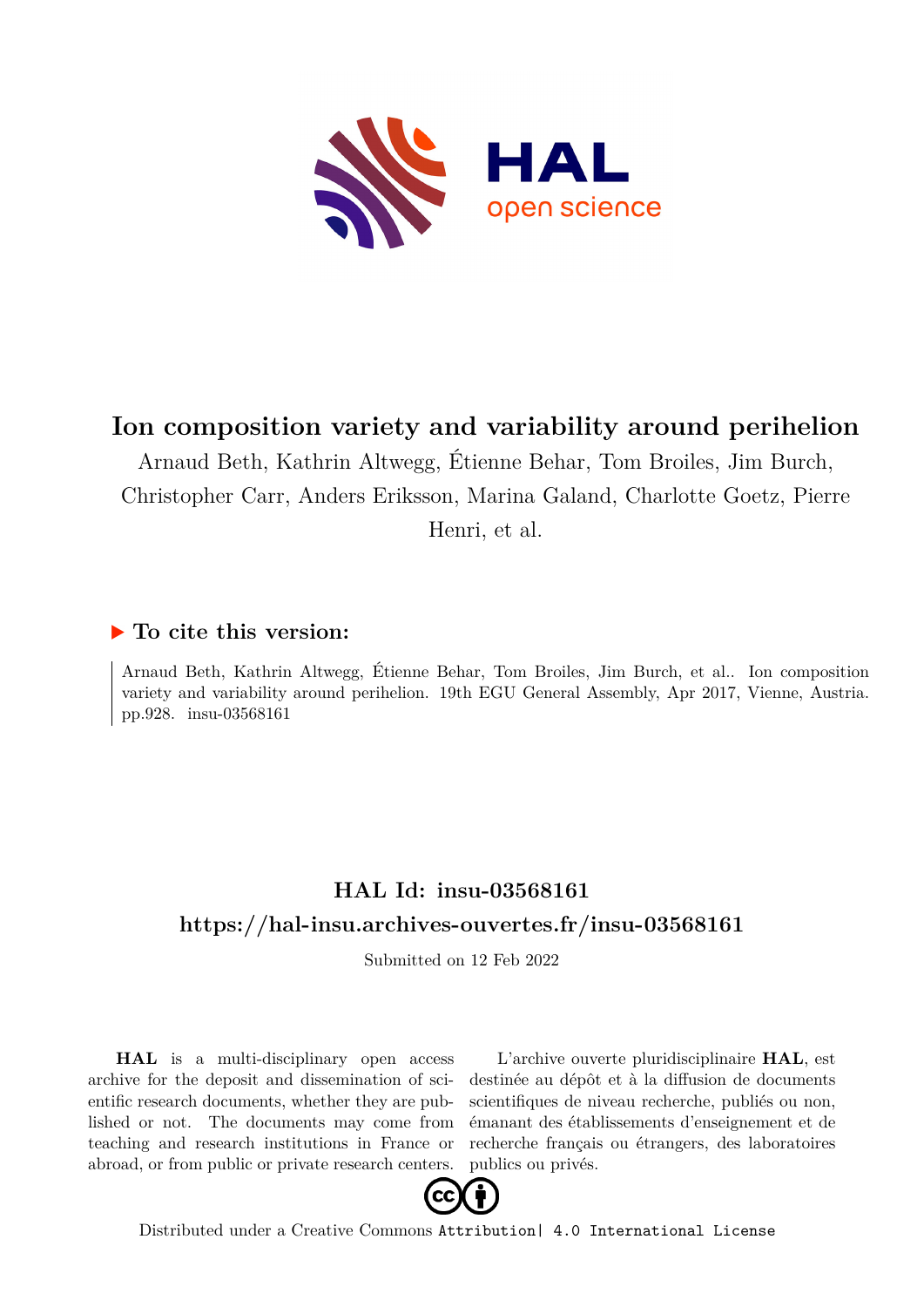# Ion composition variety and variability around perihelion

Arnaud Beth, Kathrin Altwegg, Étienne Behar, Tom Broiles, Jim Burch, Christopher Carr, Anders Eriksson, Marina Galand, Charlotte Goetz, Pierre Henri, et al.

## ▶ To cite this version:

Arnaud Beth, Kathrin Altwegg, Étienne Behar, Tom Broiles, Jim Burch, et al.. Ion composition variety and variability around perihelion. 19th EGU General Assembly, Apr 2017, Vienne, Austria. pp.928. insu-03568161

## HAL Id: insu-03568161

## https://hal-insu.archives-ouvertes.fr/insu-03568161

Submitted on 12 Feb 2022

**HAL** is a multi-disciplinary open access archive for the deposit and dissemination of scientific research documents, whether they are published or not. The documents may come from teaching and research institutions in France or abroad, or from public or private research centers.

L'archive ouverte pluridisciplinaire **HAL**, est destinée au dépôt et à la diffusion de documents scientifiques de niveau recherche, publiés ou non, émanant des établissements d'enseignement et de recherche français ou étrangers, des laboratoires publics ou privés.

Distributed under a Creative Commons Attribution| 4.0 International License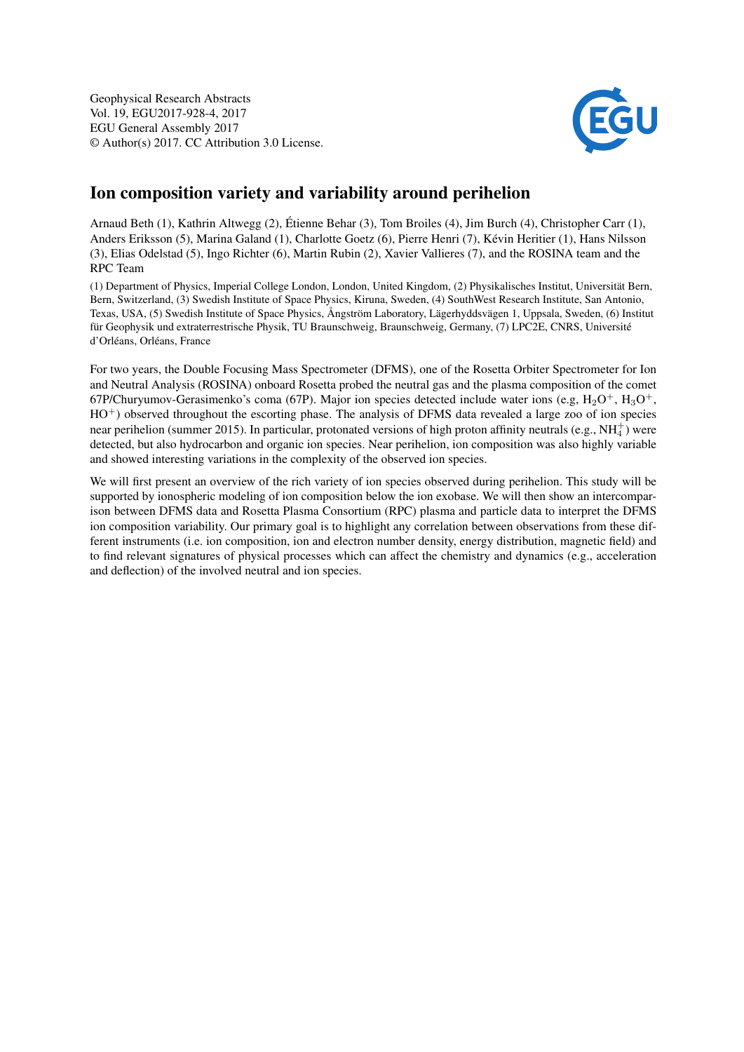Geophysical Research Abstracts
Vol. 19, EGU2017-928-4, 2017
EGU General Assembly 2017
© Author(s) 2017. CC Attribution 3.0 License.

# Ion composition variety and variability around perihelion

Arnaud Beth (1), Kathrin Altwegg (2), Étienne Behar (3), Tom Broiles (4), Jim Burch (4), Christopher Carr (1), Anders Eriksson (5), Marina Galand (1), Charlotte Goetz (6), Pierre Henri (7), Kévin Heritier (1), Hans Nilsson (3), Elias Odelstad (5), Ingo Richter (6), Martin Rubin (2), Xavier Vallieres (7), and the ROSINA team and the RPC Team

(1) Department of Physics, Imperial College London, London, United Kingdom, (2) Physikalisches Institut, Universität Bern, Bern, Switzerland, (3) Swedish Institute of Space Physics, Kiruna, Sweden, (4) SouthWest Research Institute, San Antonio, Texas, USA, (5) Swedish Institute of Space Physics, Ångström Laboratory, Lägerhyddsvägen 1, Uppsala, Sweden, (6) Institut für Geophysik und extraterrestrische Physik, TU Braunschweig, Braunschweig, Germany, (7) LPC2E, CNRS, Université d'Orléans, Orléans, France

For two years, the Double Focusing Mass Spectrometer (DFMS), one of the Rosetta Orbiter Spectrometer for Ion and Neutral Analysis (ROSINA) onboard Rosetta probed the neutral gas and the plasma composition of the comet 67P/Churyumov-Gerasimenko's coma (67P). Major ion species detected include water ions (e.g, $H_2O^+$, $H_3O^+$, $HO^+$) observed throughout the escorting phase. The analysis of DFMS data revealed a large zoo of ion species near perihelion (summer 2015). In particular, protonated versions of high proton affinity neutrals (e.g., $NH_4^+$) were detected, but also hydrocarbon and organic ion species. Near perihelion, ion composition was also highly variable and showed interesting variations in the complexity of the observed ion species.

We will first present an overview of the rich variety of ion species observed during perihelion. This study will be supported by ionospheric modeling of ion composition below the ion exobase. We will then show an intercomparison between DFMS data and Rosetta Plasma Consortium (RPC) plasma and particle data to interpret the DFMS ion composition variability. Our primary goal is to highlight any correlation between observations from these different instruments (i.e. ion composition, ion and electron number density, energy distribution, magnetic field) and to find relevant signatures of physical processes which can affect the chemistry and dynamics (e.g., acceleration and deflection) of the involved neutral and ion species.